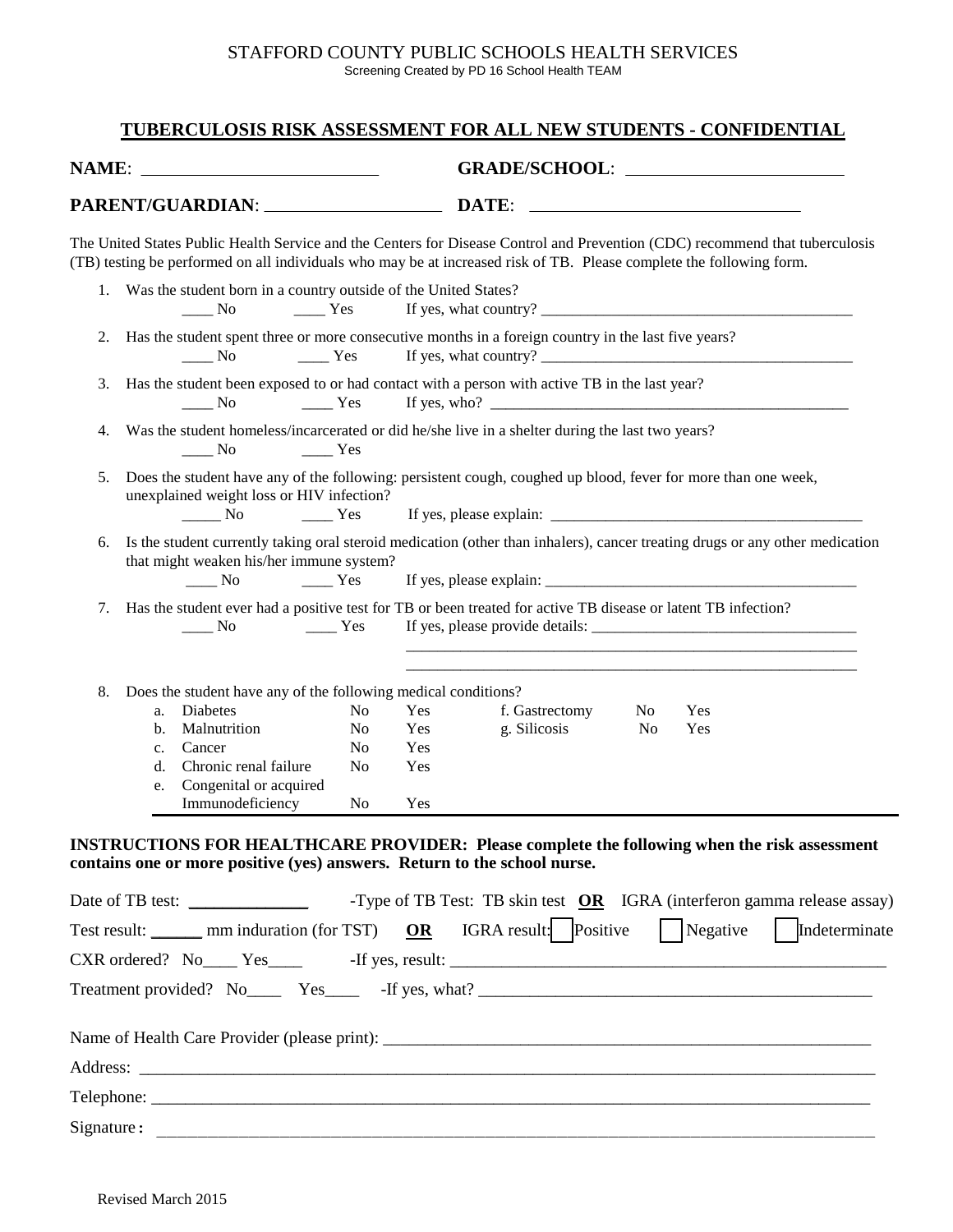STAFFORD COUNTY PUBLIC SCHOOLS HEALTH SERVICES

Screening Created by PD 16 School Health TEAM

## TUBERCULOSIS RISK ASSESSMENT FOR ALL NEW STUDENTS - CONFIDENTIAL

**NAME**: ___________________________ **GRADE/SCHOOL**: ________________________

**PARENT/GUARDIAN**: ____________________ **DATE**: ______________________________

The United States Public Health Service and the Centers for Disease Control and Prevention (CDC) recommend that tuberculosis (TB) testing be performed on all individuals who may be at increased risk of TB. Please complete the following form.

1. Was the student born in a country outside of the United States?
   ____ No ____ Yes If yes, what country? ________________________________________
2. Has the student spent three or more consecutive months in a foreign country in the last five years?
   ____ No ____ Yes If yes, what country? ________________________________________
3. Has the student been exposed to or had contact with a person with active TB in the last year?
   ____ No ____ Yes If yes, who? _______________________________________________
4. Was the student homeless/incarcerated or did he/she live in a shelter during the last two years?
   ____ No ____ Yes
5. Does the student have any of the following: persistent cough, coughed up blood, fever for more than one week, unexplained weight loss or HIV infection?
   _____ No ____ Yes If yes, please explain: ________________________________________
6. Is the student currently taking oral steroid medication (other than inhalers), cancer treating drugs or any other medication that might weaken his/her immune system?
   ____ No ____ Yes If yes, please explain: ________________________________________
7. Has the student ever had a positive test for TB or been treated for active TB disease or latent TB infection?
   ____ No ____ Yes If yes, please provide details: __________________________________
   ____________________________________________________________
   ____________________________________________________________
8. Does the student have any of the following medical conditions?
   a. Diabetes No Yes
   b. Malnutrition No Yes
   c. Cancer No Yes
   d. Chronic renal failure No Yes
   e. Congenital or acquired Immunodeficiency No Yes
   f. Gastrectomy No Yes
   g. Silicosis No Yes

**INSTRUCTIONS FOR HEALTHCARE PROVIDER: Please complete the following when the risk assessment contains one or more positive (yes) answers. Return to the school nurse.**

Date of TB test: ______________ -Type of TB Test: TB skin test **OR** IGRA (interferon gamma release assay)

Test result: ______ mm induration (for TST) **OR** IGRA result: ☐ Positive ☐ Negative ☐ Indeterminate

CXR ordered? No____ Yes____ -If yes, result: ______________________________________________________

Treatment provided? No____ Yes____ -If yes, what? _______________________________________________

Name of Health Care Provider (please print): __________________________________________________________

Address: ____________________________________________________________________________________

Telephone: __________________________________________________________________________________

Signature: __________________________________________________________________________________

Revised March 2015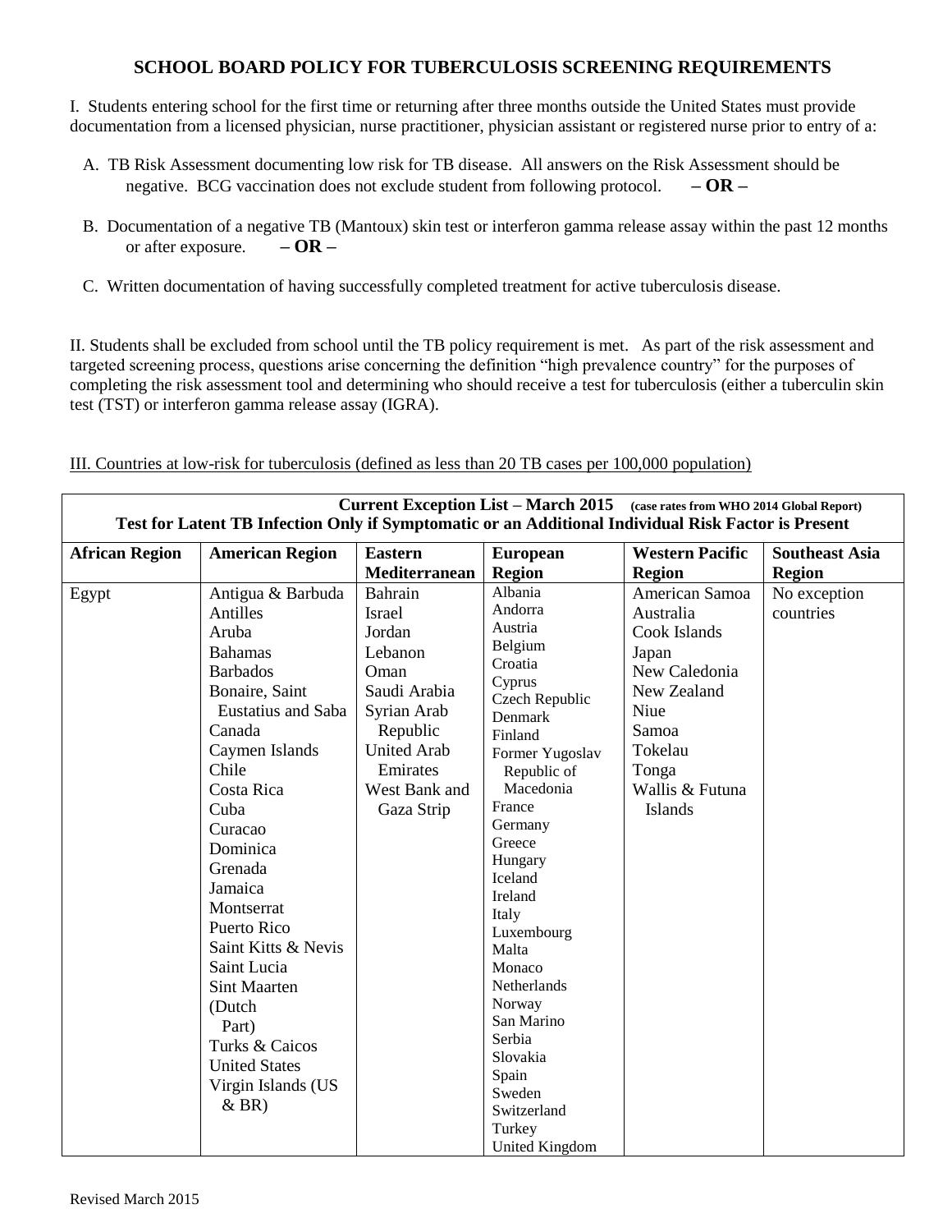## SCHOOL BOARD POLICY FOR TUBERCULOSIS SCREENING REQUIREMENTS

I. Students entering school for the first time or returning after three months outside the United States must provide documentation from a licensed physician, nurse practitioner, physician assistant or registered nurse prior to entry of a:

A. TB Risk Assessment documenting low risk for TB disease. All answers on the Risk Assessment should be negative. BCG vaccination does not exclude student from following protocol. **– OR –**

B. Documentation of a negative TB (Mantoux) skin test or interferon gamma release assay within the past 12 months or after exposure. **– OR –**

C. Written documentation of having successfully completed treatment for active tuberculosis disease.

II. Students shall be excluded from school until the TB policy requirement is met. As part of the risk assessment and targeted screening process, questions arise concerning the definition "high prevalence country" for the purposes of completing the risk assessment tool and determining who should receive a test for tuberculosis (either a tuberculin skin test (TST) or interferon gamma release assay (IGRA).

III. Countries at low-risk for tuberculosis (defined as less than 20 TB cases per 100,000 population)

**Current Exception List – March 2015** (case rates from WHO 2014 Global Report)
**Test for Latent TB Infection Only if Symptomatic or an Additional Individual Risk Factor is Present**

| African Region | American Region | Eastern Mediterranean | European Region | Western Pacific Region | Southeast Asia Region |
|---|---|---|---|---|---|
| Egypt | Antigua & Barbuda<br>Antilles<br>Aruba<br>Bahamas<br>Barbados<br>Bonaire, Saint Eustatius and Saba<br>Canada<br>Caymen Islands<br>Chile<br>Costa Rica<br>Cuba<br>Curacao<br>Dominica<br>Grenada<br>Jamaica<br>Montserrat<br>Puerto Rico<br>Saint Kitts & Nevis<br>Saint Lucia<br>Sint Maarten (Dutch Part)<br>Turks & Caicos<br>United States<br>Virgin Islands (US & BR) | Bahrain<br>Israel<br>Jordan<br>Lebanon<br>Oman<br>Saudi Arabia<br>Syrian Arab Republic<br>United Arab Emirates<br>West Bank and Gaza Strip | Albania<br>Andorra<br>Austria<br>Belgium<br>Croatia<br>Cyprus<br>Czech Republic<br>Denmark<br>Finland<br>Former Yugoslav Republic of Macedonia<br>France<br>Germany<br>Greece<br>Hungary<br>Iceland<br>Ireland<br>Italy<br>Luxembourg<br>Malta<br>Monaco<br>Netherlands<br>Norway<br>San Marino<br>Serbia<br>Slovakia<br>Spain<br>Sweden<br>Switzerland<br>Turkey<br>United Kingdom | American Samoa<br>Australia<br>Cook Islands<br>Japan<br>New Caledonia<br>New Zealand<br>Niue<br>Samoa<br>Tokelau<br>Tonga<br>Wallis & Futuna Islands | No exception countries |

Revised March 2015